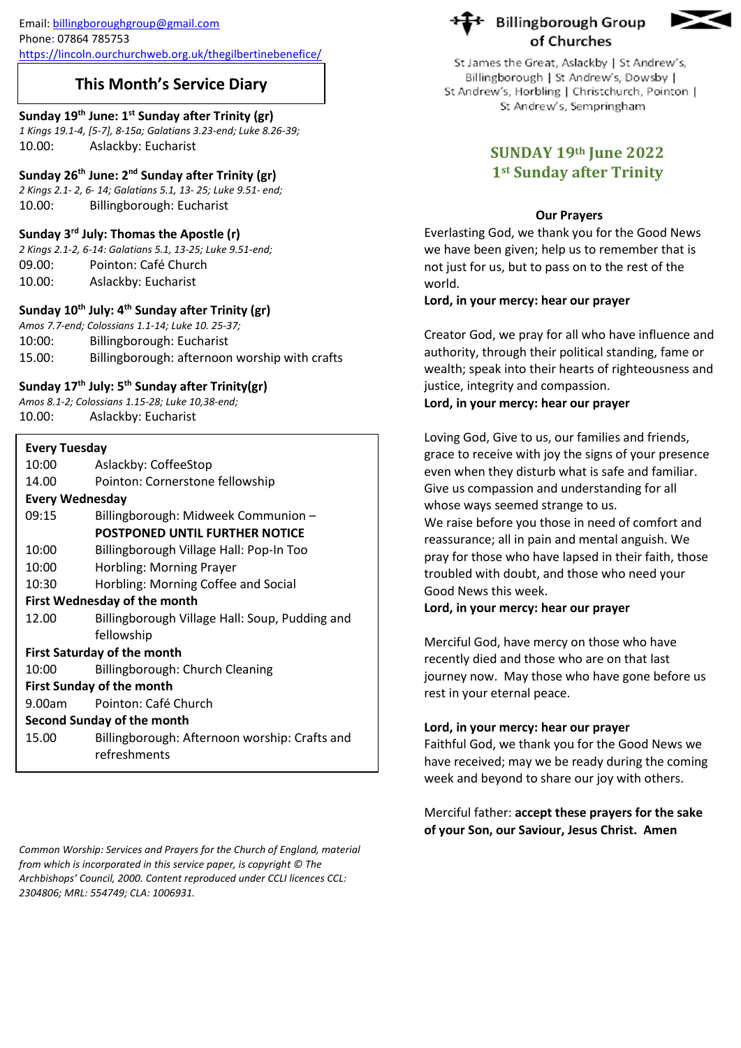Email: billingboroughgroup@gmail.com
Phone: 07864 785753
https://lincoln.ourchurchweb.org.uk/thegilbertinebenefice/

## This Month's Service Diary

**Sunday 19th June: 1st Sunday after Trinity (gr)**
*1 Kings 19.1-4, [5-7], 8-15a; Galatians 3.23-end; Luke 8.26-39;*
10.00: Aslackby: Eucharist

**Sunday 26th June: 2nd Sunday after Trinity (gr)**
*2 Kings 2.1- 2, 6- 14; Galatians 5.1, 13- 25; Luke 9.51- end;*
10.00: Billingborough: Eucharist

**Sunday 3rd July: Thomas the Apostle (r)**
*2 Kings 2.1-2, 6-14: Galatians 5.1, 13-25; Luke 9.51-end;*
09.00: Pointon: Café Church
10.00: Aslackby: Eucharist

**Sunday 10th July: 4th Sunday after Trinity (gr)**
*Amos 7.7-end; Colossians 1.1-14; Luke 10. 25-37;*
10:00: Billingborough: Eucharist
15.00: Billingborough: afternoon worship with crafts

**Sunday 17th July: 5th Sunday after Trinity(gr)**
*Amos 8.1-2; Colossians 1.15-28; Luke 10,38-end;*
10.00: Aslackby: Eucharist

**Every Tuesday**
10:00 Aslackby: CoffeeStop
14.00 Pointon: Cornerstone fellowship
**Every Wednesday**
09:15 Billingborough: Midweek Communion – **POSTPONED UNTIL FURTHER NOTICE**
10:00 Billingborough Village Hall: Pop-In Too
10:00 Horbling: Morning Prayer
10:30 Horbling: Morning Coffee and Social
**First Wednesday of the month**
12.00 Billingborough Village Hall: Soup, Pudding and fellowship
**First Saturday of the month**
10:00 Billingborough: Church Cleaning
**First Sunday of the month**
9.00am Pointon: Café Church
**Second Sunday of the month**
15.00 Billingborough: Afternoon worship: Crafts and refreshments

*Common Worship: Services and Prayers for the Church of England, material from which is incorporated in this service paper, is copyright © The Archbishops' Council, 2000. Content reproduced under CCLI licences CCL: 2304806; MRL: 554749; CLA: 1006931.*

# Billingborough Group of Churches

St James the Great, Aslackby | St Andrew's, Billingborough | St Andrew's, Dowsby | St Andrew's, Horbling | Christchurch, Pointon | St Andrew's, Sempringham

## SUNDAY 19th June 2022
## 1st Sunday after Trinity

**Our Prayers**

Everlasting God, we thank you for the Good News we have been given; help us to remember that is not just for us, but to pass on to the rest of the world.
**Lord, in your mercy: hear our prayer**

Creator God, we pray for all who have influence and authority, through their political standing, fame or wealth; speak into their hearts of righteousness and justice, integrity and compassion.
**Lord, in your mercy: hear our prayer**

Loving God, Give to us, our families and friends, grace to receive with joy the signs of your presence even when they disturb what is safe and familiar. Give us compassion and understanding for all whose ways seemed strange to us.
We raise before you those in need of comfort and reassurance; all in pain and mental anguish. We pray for those who have lapsed in their faith, those troubled with doubt, and those who need your Good News this week.
**Lord, in your mercy: hear our prayer**

Merciful God, have mercy on those who have recently died and those who are on that last journey now. May those who have gone before us rest in your eternal peace.

**Lord, in your mercy: hear our prayer**
Faithful God, we thank you for the Good News we have received; may we be ready during the coming week and beyond to share our joy with others.

Merciful father: **accept these prayers for the sake of your Son, our Saviour, Jesus Christ. Amen**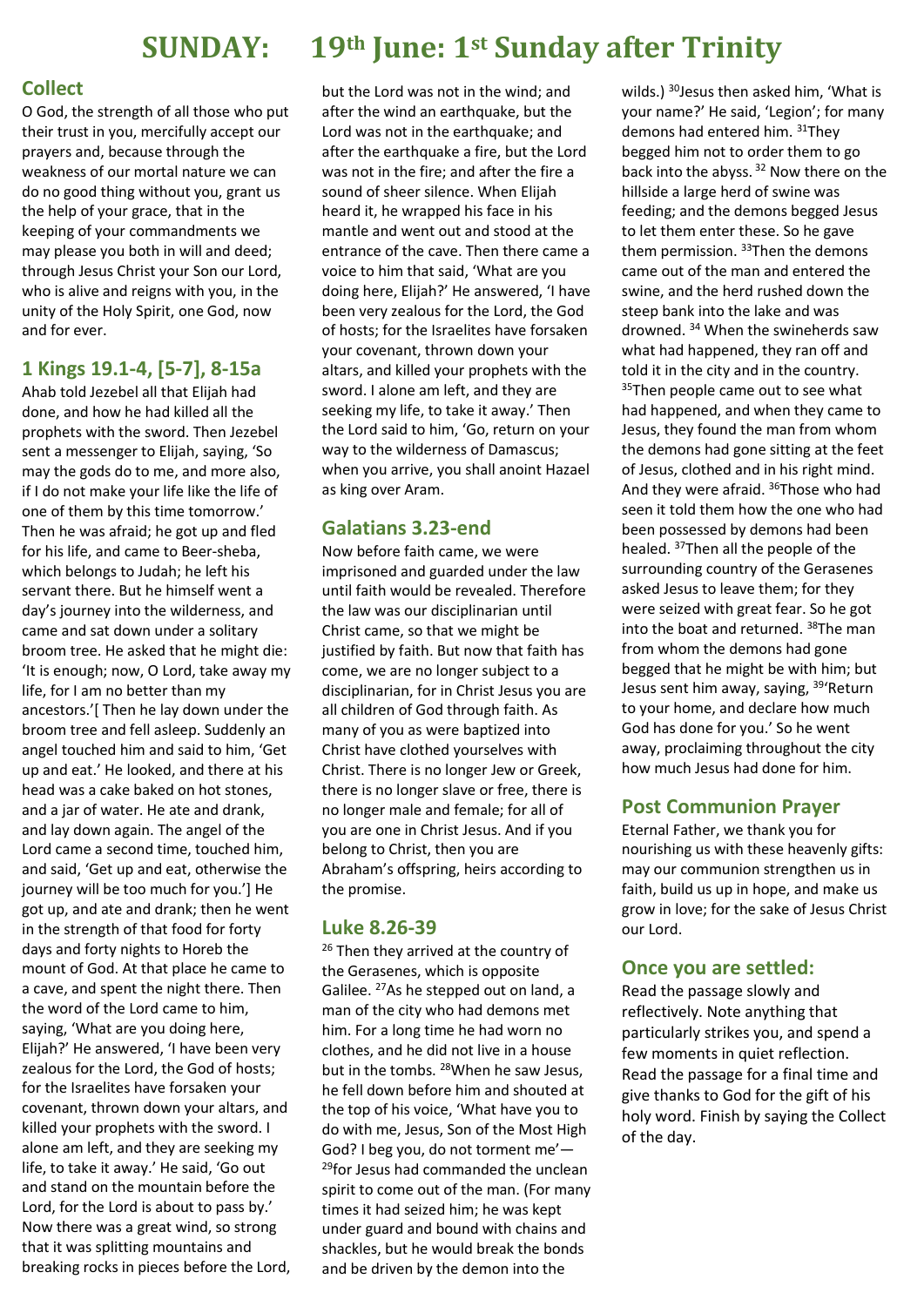# SUNDAY: 19th June: 1st Sunday after Trinity

## Collect

O God, the strength of all those who put their trust in you, mercifully accept our prayers and, because through the weakness of our mortal nature we can do no good thing without you, grant us the help of your grace, that in the keeping of your commandments we may please you both in will and deed; through Jesus Christ your Son our Lord, who is alive and reigns with you, in the unity of the Holy Spirit, one God, now and for ever.

## 1 Kings 19.1-4, [5-7], 8-15a

Ahab told Jezebel all that Elijah had done, and how he had killed all the prophets with the sword. Then Jezebel sent a messenger to Elijah, saying, 'So may the gods do to me, and more also, if I do not make your life like the life of one of them by this time tomorrow.' Then he was afraid; he got up and fled for his life, and came to Beer-sheba, which belongs to Judah; he left his servant there. But he himself went a day's journey into the wilderness, and came and sat down under a solitary broom tree. He asked that he might die: 'It is enough; now, O Lord, take away my life, for I am no better than my ancestors.'[ Then he lay down under the broom tree and fell asleep. Suddenly an angel touched him and said to him, 'Get up and eat.' He looked, and there at his head was a cake baked on hot stones, and a jar of water. He ate and drank, and lay down again. The angel of the Lord came a second time, touched him, and said, 'Get up and eat, otherwise the journey will be too much for you.'] He got up, and ate and drank; then he went in the strength of that food for forty days and forty nights to Horeb the mount of God. At that place he came to a cave, and spent the night there. Then the word of the Lord came to him, saying, 'What are you doing here, Elijah?' He answered, 'I have been very zealous for the Lord, the God of hosts; for the Israelites have forsaken your covenant, thrown down your altars, and killed your prophets with the sword. I alone am left, and they are seeking my life, to take it away.' He said, 'Go out and stand on the mountain before the Lord, for the Lord is about to pass by.' Now there was a great wind, so strong that it was splitting mountains and breaking rocks in pieces before the Lord, but the Lord was not in the wind; and after the wind an earthquake, but the Lord was not in the earthquake; and after the earthquake a fire, but the Lord was not in the fire; and after the fire a sound of sheer silence. When Elijah heard it, he wrapped his face in his mantle and went out and stood at the entrance of the cave. Then there came a voice to him that said, 'What are you doing here, Elijah?' He answered, 'I have been very zealous for the Lord, the God of hosts; for the Israelites have forsaken your covenant, thrown down your altars, and killed your prophets with the sword. I alone am left, and they are seeking my life, to take it away.' Then the Lord said to him, 'Go, return on your way to the wilderness of Damascus; when you arrive, you shall anoint Hazael as king over Aram.

## Galatians 3.23-end

Now before faith came, we were imprisoned and guarded under the law until faith would be revealed. Therefore the law was our disciplinarian until Christ came, so that we might be justified by faith. But now that faith has come, we are no longer subject to a disciplinarian, for in Christ Jesus you are all children of God through faith. As many of you as were baptized into Christ have clothed yourselves with Christ. There is no longer Jew or Greek, there is no longer slave or free, there is no longer male and female; for all of you are one in Christ Jesus. And if you belong to Christ, then you are Abraham's offspring, heirs according to the promise.

## Luke 8.26-39

26 Then they arrived at the country of the Gerasenes, which is opposite Galilee. 27 As he stepped out on land, a man of the city who had demons met him. For a long time he had worn no clothes, and he did not live in a house but in the tombs. 28 When he saw Jesus, he fell down before him and shouted at the top of his voice, 'What have you to do with me, Jesus, Son of the Most High God? I beg you, do not torment me'— 29 for Jesus had commanded the unclean spirit to come out of the man. (For many times it had seized him; he was kept under guard and bound with chains and shackles, but he would break the bonds and be driven by the demon into the wilds.) 30 Jesus then asked him, 'What is your name?' He said, 'Legion'; for many demons had entered him. 31 They begged him not to order them to go back into the abyss. 32 Now there on the hillside a large herd of swine was feeding; and the demons begged Jesus to let them enter these. So he gave them permission. 33 Then the demons came out of the man and entered the swine, and the herd rushed down the steep bank into the lake and was drowned. 34 When the swineherds saw what had happened, they ran off and told it in the city and in the country. 35 Then people came out to see what had happened, and when they came to Jesus, they found the man from whom the demons had gone sitting at the feet of Jesus, clothed and in his right mind. And they were afraid. 36 Those who had seen it told them how the one who had been possessed by demons had been healed. 37 Then all the people of the surrounding country of the Gerasenes asked Jesus to leave them; for they were seized with great fear. So he got into the boat and returned. 38 The man from whom the demons had gone begged that he might be with him; but Jesus sent him away, saying, 39 'Return to your home, and declare how much God has done for you.' So he went away, proclaiming throughout the city how much Jesus had done for him.

## Post Communion Prayer

Eternal Father, we thank you for nourishing us with these heavenly gifts: may our communion strengthen us in faith, build us up in hope, and make us grow in love; for the sake of Jesus Christ our Lord.

## Once you are settled:

Read the passage slowly and reflectively. Note anything that particularly strikes you, and spend a few moments in quiet reflection. Read the passage for a final time and give thanks to God for the gift of his holy word. Finish by saying the Collect of the day.